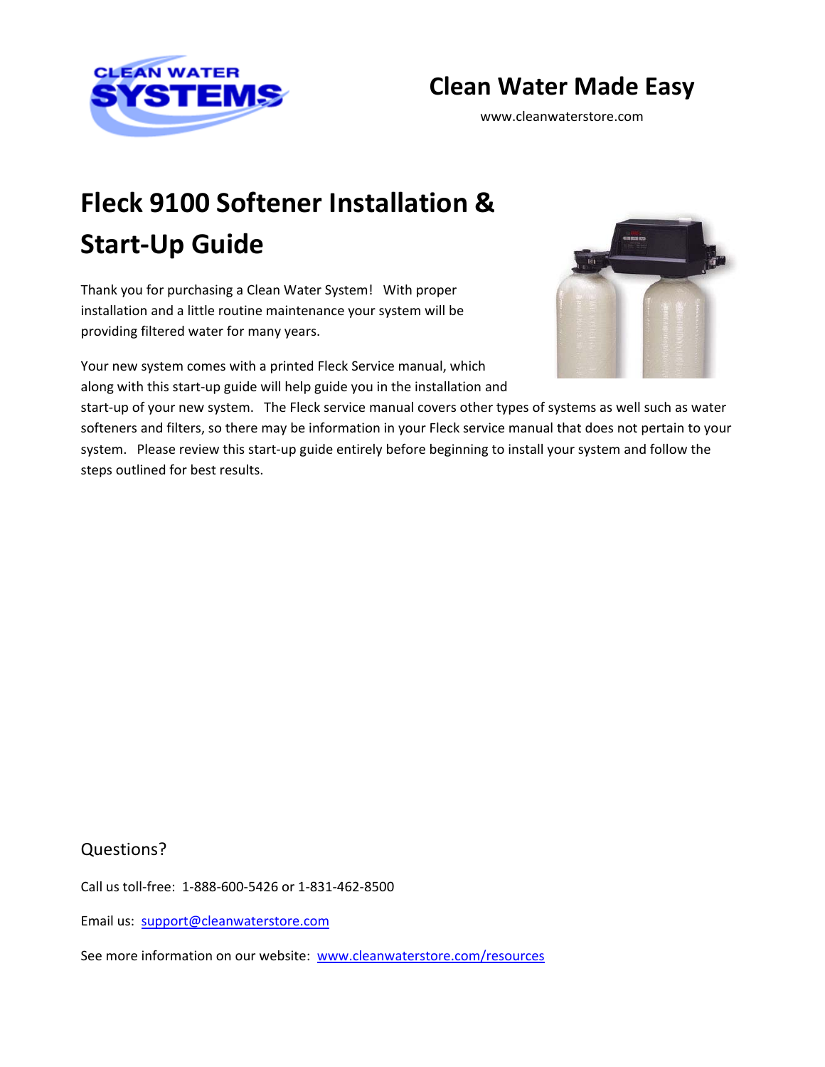CLEAN WATER SYSTEMS

## Clean Water Made Easy

www.cleanwaterstore.com

# Fleck 9100 Softener Installation & Start-Up Guide

Thank you for purchasing a Clean Water System! With proper installation and a little routine maintenance your system will be providing filtered water for many years.

Your new system comes with a printed Fleck Service manual, which along with this start-up guide will help guide you in the installation and start-up of your new system. The Fleck service manual covers other types of systems as well such as water softeners and filters, so there may be information in your Fleck service manual that does not pertain to your system. Please review this start-up guide entirely before beginning to install your system and follow the steps outlined for best results.

Questions?

Call us toll-free: 1-888-600-5426 or 1-831-462-8500

Email us: support@cleanwaterstore.com

See more information on our website: www.cleanwaterstore.com/resources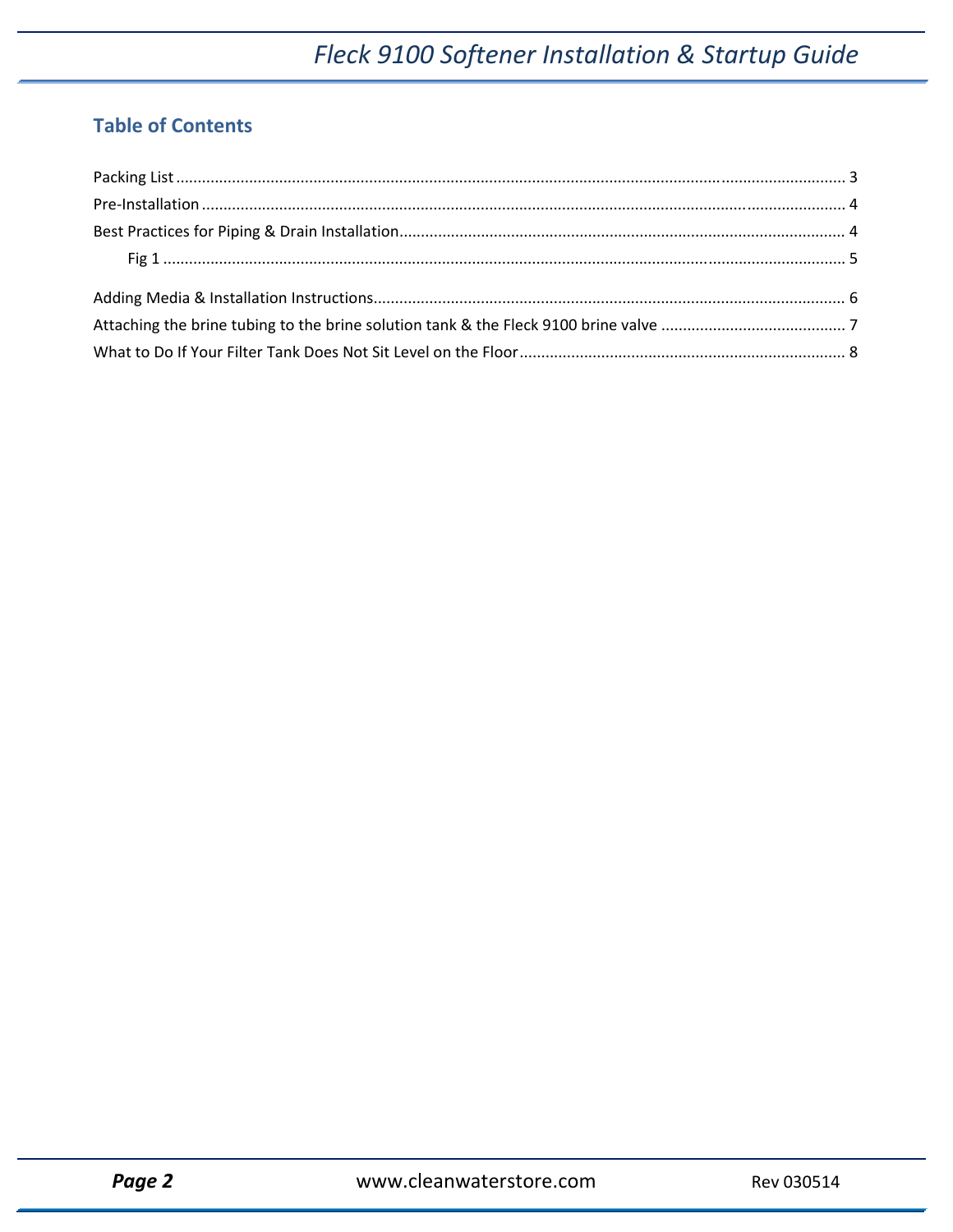## Table of Contents

Packing List ........................................................................................................................................ 3

Pre-Installation .................................................................................................................................. 4

Best Practices for Piping & Drain Installation..................................................................................... 4

    Fig 1 ........................................................................................................................................... 5

Adding Media & Installation Instructions............................................................................................ 6

Attaching the brine tubing to the brine solution tank & the Fleck 9100 brine valve .......................................... 7

What to Do If Your Filter Tank Does Not Sit Level on the Floor........................................................................... 8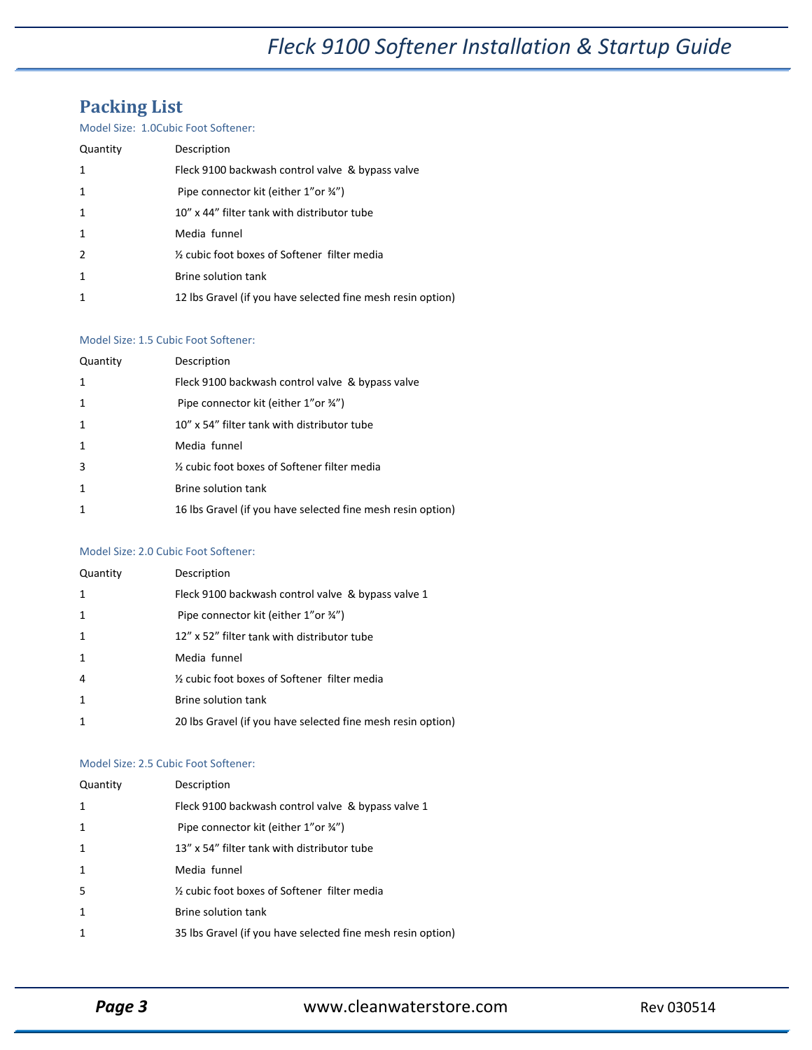## Packing List

### Model Size: 1.0Cubic Foot Softener:

| Quantity | Description |
|---|---|
| 1 | Fleck 9100 backwash control valve & bypass valve |
| 1 | Pipe connector kit (either 1"or ¾") |
| 1 | 10" x 44" filter tank with distributor tube |
| 1 | Media funnel |
| 2 | ½ cubic foot boxes of Softener filter media |
| 1 | Brine solution tank |
| 1 | 12 lbs Gravel (if you have selected fine mesh resin option) |

### Model Size: 1.5 Cubic Foot Softener:

| Quantity | Description |
|---|---|
| 1 | Fleck 9100 backwash control valve & bypass valve |
| 1 | Pipe connector kit (either 1"or ¾") |
| 1 | 10" x 54" filter tank with distributor tube |
| 1 | Media funnel |
| 3 | ½ cubic foot boxes of Softener filter media |
| 1 | Brine solution tank |
| 1 | 16 lbs Gravel (if you have selected fine mesh resin option) |

### Model Size: 2.0 Cubic Foot Softener:

| Quantity | Description |
|---|---|
| 1 | Fleck 9100 backwash control valve & bypass valve 1 |
| 1 | Pipe connector kit (either 1"or ¾") |
| 1 | 12" x 52" filter tank with distributor tube |
| 1 | Media funnel |
| 4 | ½ cubic foot boxes of Softener filter media |
| 1 | Brine solution tank |
| 1 | 20 lbs Gravel (if you have selected fine mesh resin option) |

### Model Size: 2.5 Cubic Foot Softener:

| Quantity | Description |
|---|---|
| 1 | Fleck 9100 backwash control valve & bypass valve 1 |
| 1 | Pipe connector kit (either 1"or ¾") |
| 1 | 13" x 54" filter tank with distributor tube |
| 1 | Media funnel |
| 5 | ½ cubic foot boxes of Softener filter media |
| 1 | Brine solution tank |
| 1 | 35 lbs Gravel (if you have selected fine mesh resin option) |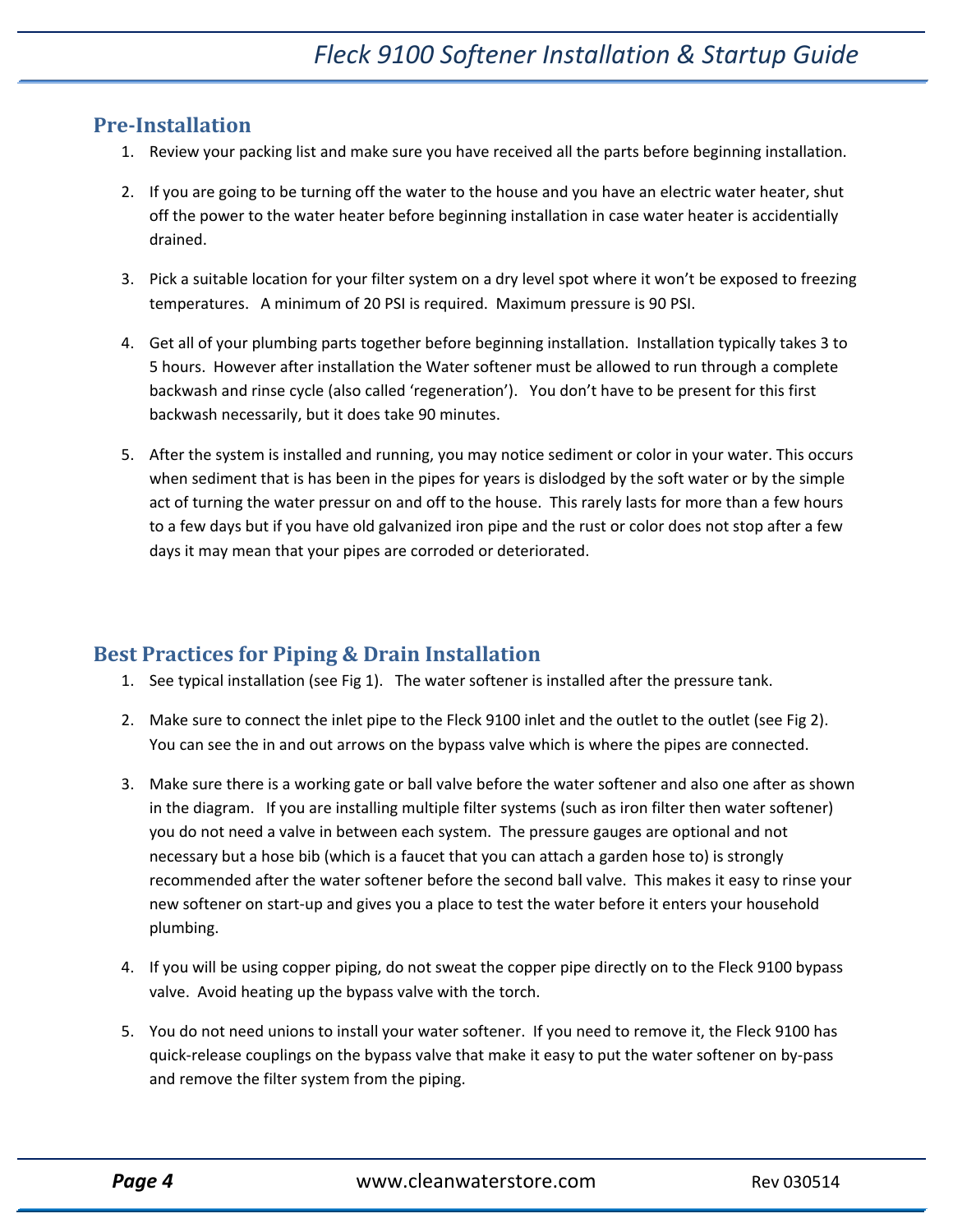## Pre-Installation

1. Review your packing list and make sure you have received all the parts before beginning installation.

2. If you are going to be turning off the water to the house and you have an electric water heater, shut off the power to the water heater before beginning installation in case water heater is accidentially drained.

3. Pick a suitable location for your filter system on a dry level spot where it won't be exposed to freezing temperatures. A minimum of 20 PSI is required. Maximum pressure is 90 PSI.

4. Get all of your plumbing parts together before beginning installation. Installation typically takes 3 to 5 hours. However after installation the Water softener must be allowed to run through a complete backwash and rinse cycle (also called 'regeneration'). You don't have to be present for this first backwash necessarily, but it does take 90 minutes.

5. After the system is installed and running, you may notice sediment or color in your water. This occurs when sediment that is has been in the pipes for years is dislodged by the soft water or by the simple act of turning the water pressur on and off to the house. This rarely lasts for more than a few hours to a few days but if you have old galvanized iron pipe and the rust or color does not stop after a few days it may mean that your pipes are corroded or deteriorated.

## Best Practices for Piping & Drain Installation

1. See typical installation (see Fig 1). The water softener is installed after the pressure tank.

2. Make sure to connect the inlet pipe to the Fleck 9100 inlet and the outlet to the outlet (see Fig 2). You can see the in and out arrows on the bypass valve which is where the pipes are connected.

3. Make sure there is a working gate or ball valve before the water softener and also one after as shown in the diagram. If you are installing multiple filter systems (such as iron filter then water softener) you do not need a valve in between each system. The pressure gauges are optional and not necessary but a hose bib (which is a faucet that you can attach a garden hose to) is strongly recommended after the water softener before the second ball valve. This makes it easy to rinse your new softener on start-up and gives you a place to test the water before it enters your household plumbing.

4. If you will be using copper piping, do not sweat the copper pipe directly on to the Fleck 9100 bypass valve. Avoid heating up the bypass valve with the torch.

5. You do not need unions to install your water softener. If you need to remove it, the Fleck 9100 has quick-release couplings on the bypass valve that make it easy to put the water softener on by-pass and remove the filter system from the piping.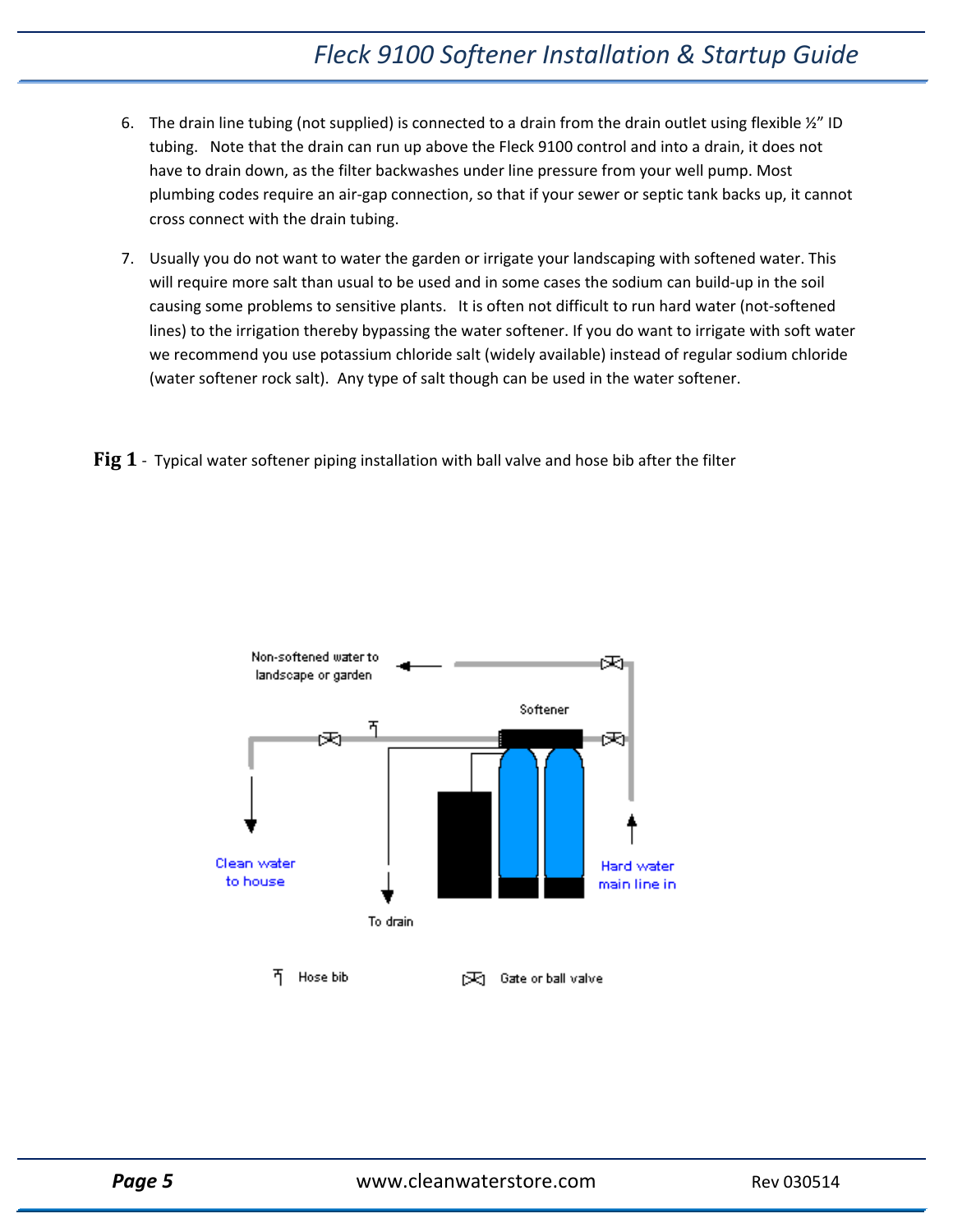6. The drain line tubing (not supplied) is connected to a drain from the drain outlet using flexible ½" ID tubing. Note that the drain can run up above the Fleck 9100 control and into a drain, it does not have to drain down, as the filter backwashes under line pressure from your well pump. Most plumbing codes require an air-gap connection, so that if your sewer or septic tank backs up, it cannot cross connect with the drain tubing.

7. Usually you do not want to water the garden or irrigate your landscaping with softened water. This will require more salt than usual to be used and in some cases the sodium can build-up in the soil causing some problems to sensitive plants. It is often not difficult to run hard water (not-softened lines) to the irrigation thereby bypassing the water softener. If you do want to irrigate with soft water we recommend you use potassium chloride salt (widely available) instead of regular sodium chloride (water softener rock salt). Any type of salt though can be used in the water softener.

**Fig 1** - Typical water softener piping installation with ball valve and hose bib after the filter

Non-softened water to landscape or garden

Softener

Clean water to house

To drain

Hard water main line in

Hose bib

Gate or ball valve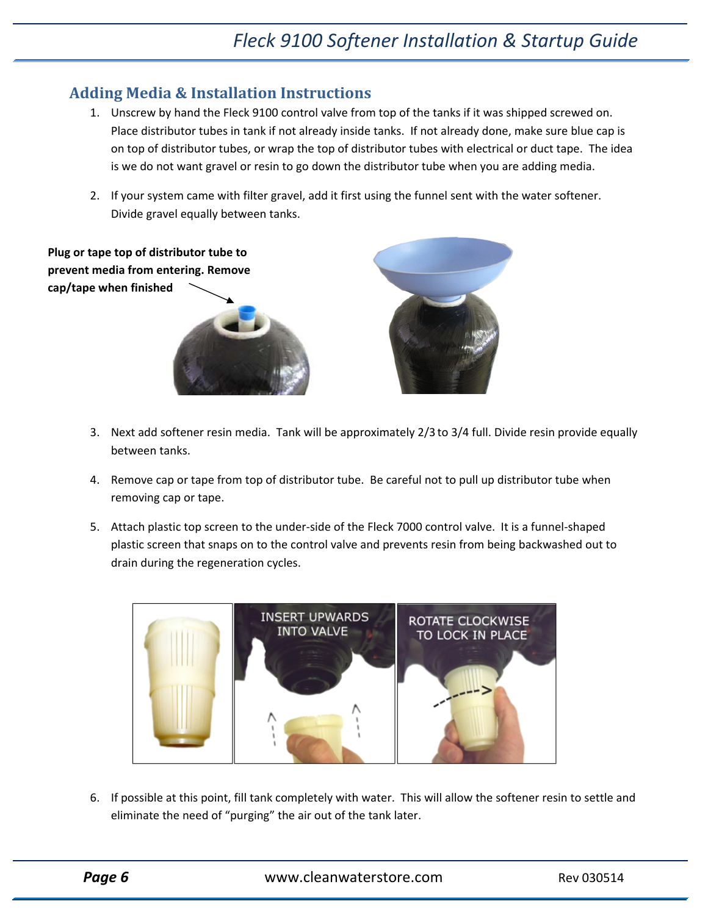## Adding Media & Installation Instructions

1. Unscrew by hand the Fleck 9100 control valve from top of the tanks if it was shipped screwed on. Place distributor tubes in tank if not already inside tanks. If not already done, make sure blue cap is on top of distributor tubes, or wrap the top of distributor tubes with electrical or duct tape. The idea is we do not want gravel or resin to go down the distributor tube when you are adding media.

2. If your system came with filter gravel, add it first using the funnel sent with the water softener. Divide gravel equally between tanks.

**Plug or tape top of distributor tube to prevent media from entering. Remove cap/tape when finished**

3. Next add softener resin media. Tank will be approximately 2/3 to 3/4 full. Divide resin provide equally between tanks.

4. Remove cap or tape from top of distributor tube. Be careful not to pull up distributor tube when removing cap or tape.

5. Attach plastic top screen to the under-side of the Fleck 7000 control valve. It is a funnel-shaped plastic screen that snaps on to the control valve and prevents resin from being backwashed out to drain during the regeneration cycles.

INSERT UPWARDS INTO VALVE

ROTATE CLOCKWISE TO LOCK IN PLACE

6. If possible at this point, fill tank completely with water. This will allow the softener resin to settle and eliminate the need of "purging" the air out of the tank later.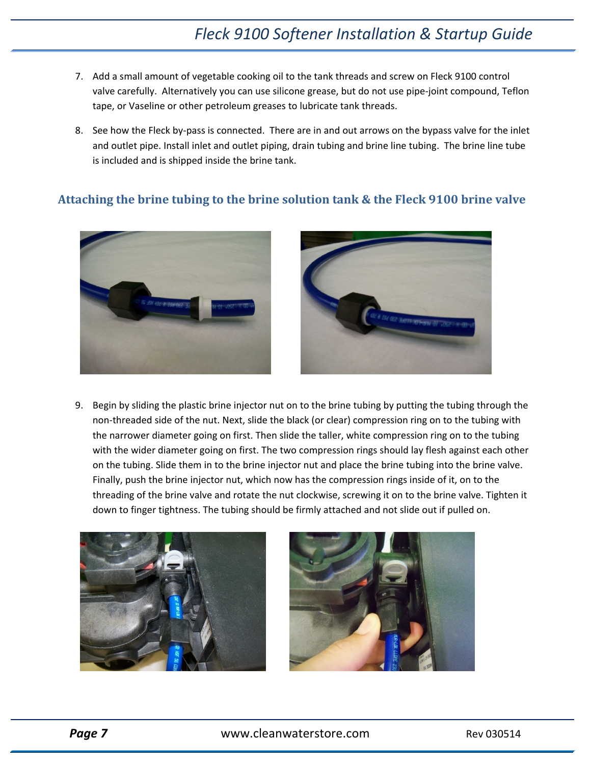7. Add a small amount of vegetable cooking oil to the tank threads and screw on Fleck 9100 control valve carefully. Alternatively you can use silicone grease, but do not use pipe-joint compound, Teflon tape, or Vaseline or other petroleum greases to lubricate tank threads.

8. See how the Fleck by-pass is connected. There are in and out arrows on the bypass valve for the inlet and outlet pipe. Install inlet and outlet piping, drain tubing and brine line tubing. The brine line tube is included and is shipped inside the brine tank.

## Attaching the brine tubing to the brine solution tank & the Fleck 9100 brine valve

9. Begin by sliding the plastic brine injector nut on to the brine tubing by putting the tubing through the non-threaded side of the nut. Next, slide the black (or clear) compression ring on to the tubing with the narrower diameter going on first. Then slide the taller, white compression ring on to the tubing with the wider diameter going on first. The two compression rings should lay flesh against each other on the tubing. Slide them in to the brine injector nut and place the brine tubing into the brine valve. Finally, push the brine injector nut, which now has the compression rings inside of it, on to the threading of the brine valve and rotate the nut clockwise, screwing it on to the brine valve. Tighten it down to finger tightness. The tubing should be firmly attached and not slide out if pulled on.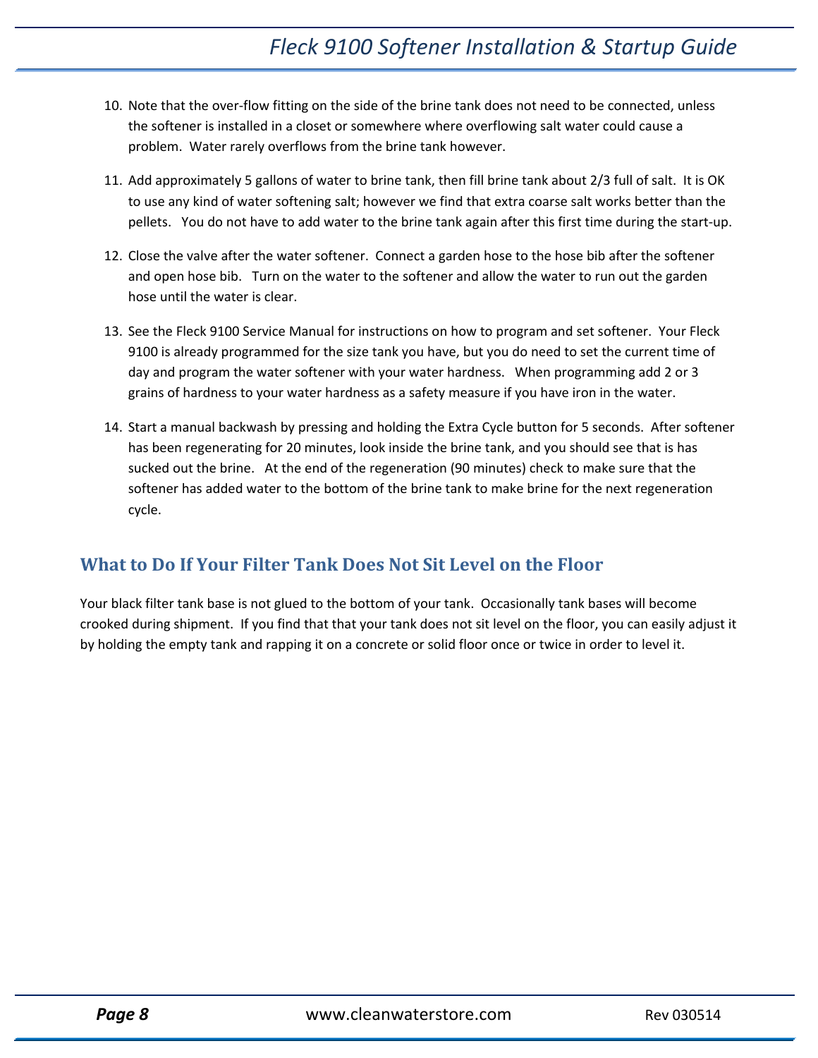10. Note that the over-flow fitting on the side of the brine tank does not need to be connected, unless the softener is installed in a closet or somewhere where overflowing salt water could cause a problem. Water rarely overflows from the brine tank however.

11. Add approximately 5 gallons of water to brine tank, then fill brine tank about 2/3 full of salt. It is OK to use any kind of water softening salt; however we find that extra coarse salt works better than the pellets. You do not have to add water to the brine tank again after this first time during the start-up.

12. Close the valve after the water softener. Connect a garden hose to the hose bib after the softener and open hose bib. Turn on the water to the softener and allow the water to run out the garden hose until the water is clear.

13. See the Fleck 9100 Service Manual for instructions on how to program and set softener. Your Fleck 9100 is already programmed for the size tank you have, but you do need to set the current time of day and program the water softener with your water hardness. When programming add 2 or 3 grains of hardness to your water hardness as a safety measure if you have iron in the water.

14. Start a manual backwash by pressing and holding the Extra Cycle button for 5 seconds. After softener has been regenerating for 20 minutes, look inside the brine tank, and you should see that is has sucked out the brine. At the end of the regeneration (90 minutes) check to make sure that the softener has added water to the bottom of the brine tank to make brine for the next regeneration cycle.

## What to Do If Your Filter Tank Does Not Sit Level on the Floor

Your black filter tank base is not glued to the bottom of your tank. Occasionally tank bases will become crooked during shipment. If you find that that your tank does not sit level on the floor, you can easily adjust it by holding the empty tank and rapping it on a concrete or solid floor once or twice in order to level it.